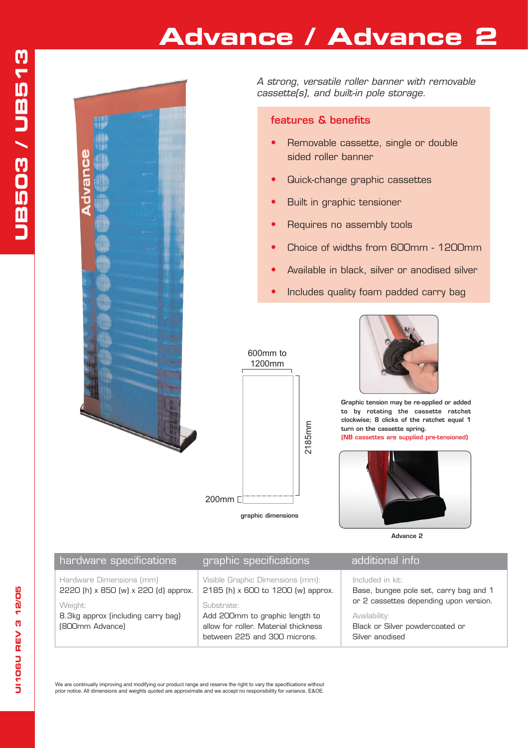# Advance / Advance 2

UB503 / UB513

*A strong, versatile roller banner with removable cassette(s), and built-in pole storage.*

## features & benefits

- Removable cassette, single or double sided roller banner
- Quick-change graphic cassettes
- Built in graphic tensioner
- Requires no assembly tools
- Choice of widths from 600mm - 1200mm
- Available in black, silver or anodised silver
- Includes quality foam padded carry bag

600mm to 1200mm

2185mm

200mm

graphic dimensions

Graphic tension may be re-applied or added to by rotating the cassette ratchet clockwise; 8 clicks of the ratchet equal 1 turn on the cassette spring.
(NB cassettes are supplied pre-tensioned)

Advance 2

| hardware specifications | graphic specifications | additional info |
|---|---|---|
| Hardware Dimensions (mm)<br>2220 (h) x 850 (w) x 220 (d) approx.<br>Weight:<br>8.3kg approx (including carry bag) (800mm Advance) | Visible Graphic Dimensions (mm):<br>2185 (h) x 600 to 1200 (w) approx.<br>Substrate:<br>Add 200mm to graphic length to allow for roller. Material thickness between 225 and 300 microns. | Included in kit:<br>Base, bungee pole set, carry bag and 1 or 2 cassettes depending upon version.<br>Availability:<br>Black or Silver powdercoated or Silver anodised |

We are continually improving and modifying our product range and reserve the right to vary the specifications without prior notice. All dimensions and weights quoted are approximate and we accept no responsibility for variance. E&OE.

UI106U REV 3 12/05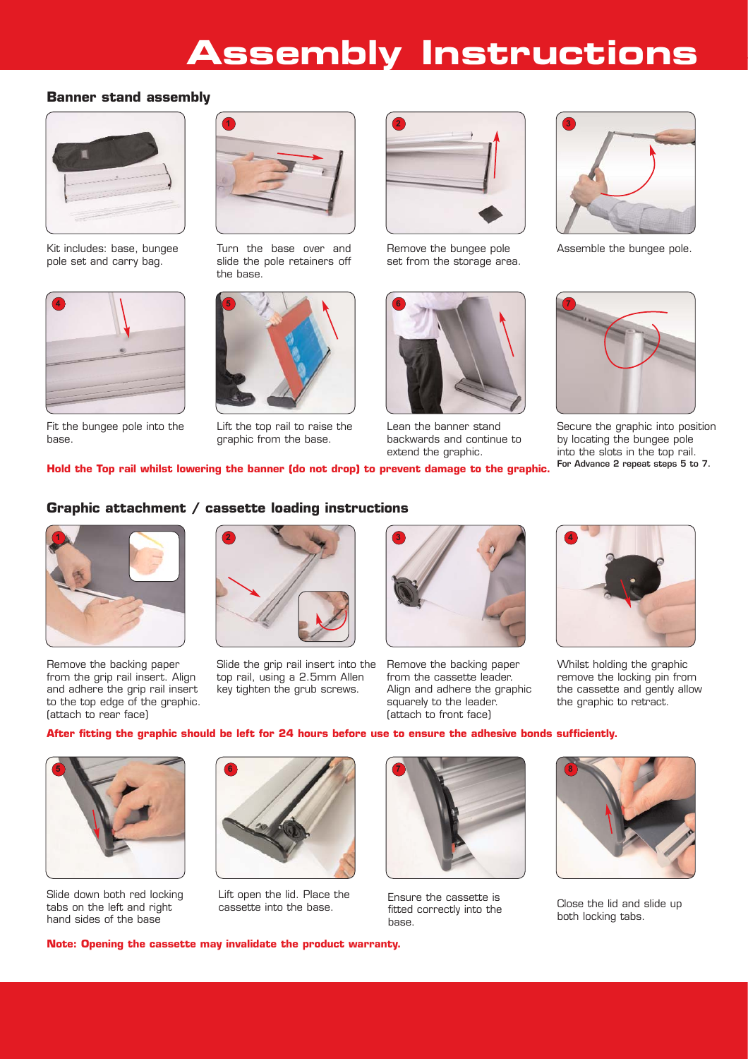# Assembly Instructions

## Banner stand assembly

Kit includes: base, bungee pole set and carry bag.

1. Turn the base over and slide the pole retainers off the base.
2. Remove the bungee pole set from the storage area.
3. Assemble the bungee pole.
4. Fit the bungee pole into the base.
5. Lift the top rail to raise the graphic from the base.
6. Lean the banner stand backwards and continue to extend the graphic.
7. Secure the graphic into position by locating the bungee pole into the slots in the top rail.

**Hold the Top rail whilst lowering the banner (do not drop) to prevent damage to the graphic.**

**For Advance 2 repeat steps 5 to 7.**

## Graphic attachment / cassette loading instructions

1. Remove the backing paper from the grip rail insert. Align and adhere the grip rail insert to the top edge of the graphic. (attach to rear face)
2. Slide the grip rail insert into the top rail, using a 2.5mm Allen key tighten the grub screws.
3. Remove the backing paper from the cassette leader. Align and adhere the graphic squarely to the leader. (attach to front face)
4. Whilst holding the graphic remove the locking pin from the cassette and gently allow the graphic to retract.

**After fitting the graphic should be left for 24 hours before use to ensure the adhesive bonds sufficiently.**

5. Slide down both red locking tabs on the left and right hand sides of the base
6. Lift open the lid. Place the cassette into the base.
7. Ensure the cassette is fitted correctly into the base.
8. Close the lid and slide up both locking tabs.

**Note: Opening the cassette may invalidate the product warranty.**